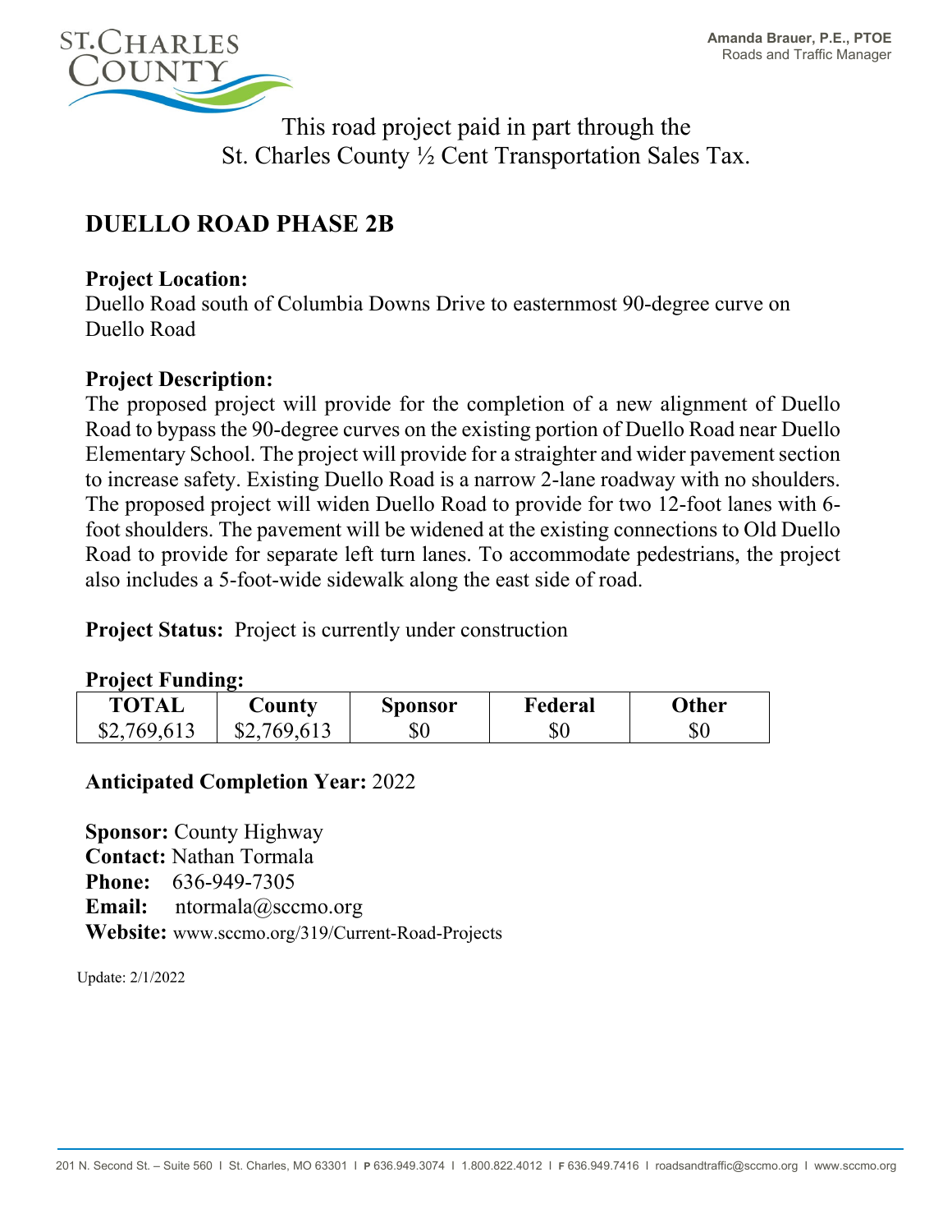Amanda Brauer, P.E., PTOE
Roads and Traffic Manager

This road project paid in part through the
St. Charles County ½ Cent Transportation Sales Tax.

# DUELLO ROAD PHASE 2B

**Project Location:**
Duello Road south of Columbia Downs Drive to easternmost 90-degree curve on Duello Road

**Project Description:**
The proposed project will provide for the completion of a new alignment of Duello Road to bypass the 90-degree curves on the existing portion of Duello Road near Duello Elementary School. The project will provide for a straighter and wider pavement section to increase safety. Existing Duello Road is a narrow 2-lane roadway with no shoulders. The proposed project will widen Duello Road to provide for two 12-foot lanes with 6-foot shoulders. The pavement will be widened at the existing connections to Old Duello Road to provide for separate left turn lanes. To accommodate pedestrians, the project also includes a 5-foot-wide sidewalk along the east side of road.

**Project Status:** Project is currently under construction

**Project Funding:**

| TOTAL | County | Sponsor | Federal | Other |
|---|---|---|---|---|
| $2,769,613 | $2,769,613 | $0 | $0 | $0 |

**Anticipated Completion Year:** 2022

**Sponsor:** County Highway
**Contact:** Nathan Tormala
**Phone:** 636-949-7305
**Email:** ntormala@sccmo.org
**Website:** www.sccmo.org/319/Current-Road-Projects

Update: 2/1/2022

201 N. Second St. – Suite 560 I St. Charles, MO 63301 I P 636.949.3074 I 1.800.822.4012 I F 636.949.7416 I roadsandtraffic@sccmo.org I www.sccmo.org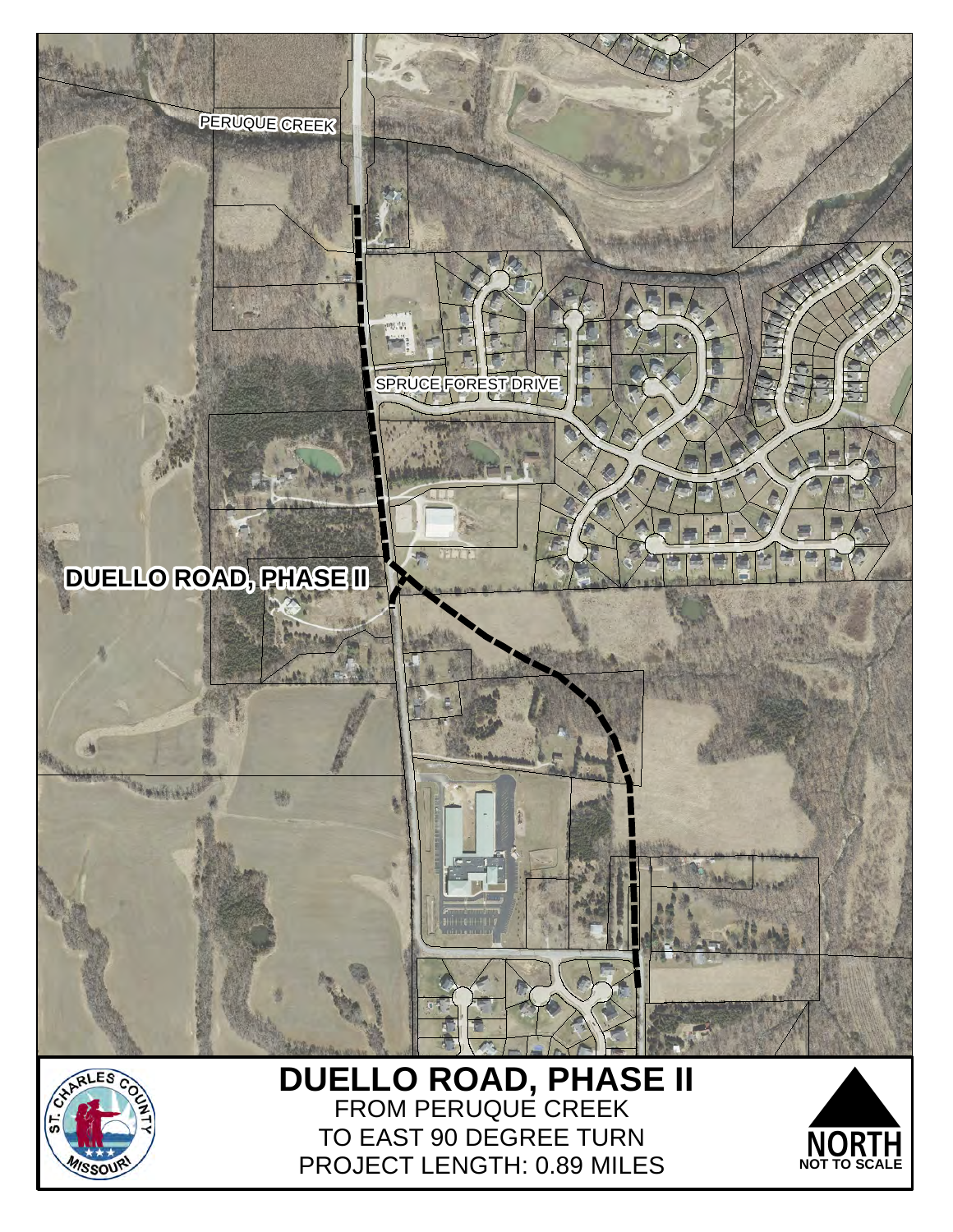PERUQUE CREEK

SPRUCE FOREST DRIVE

DUELLO ROAD, PHASE II

# DUELLO ROAD, PHASE II

FROM PERUQUE CREEK

TO EAST 90 DEGREE TURN

PROJECT LENGTH: 0.89 MILES

ST. CHARLES COUNTY MISSOURI

NORTH

NOT TO SCALE